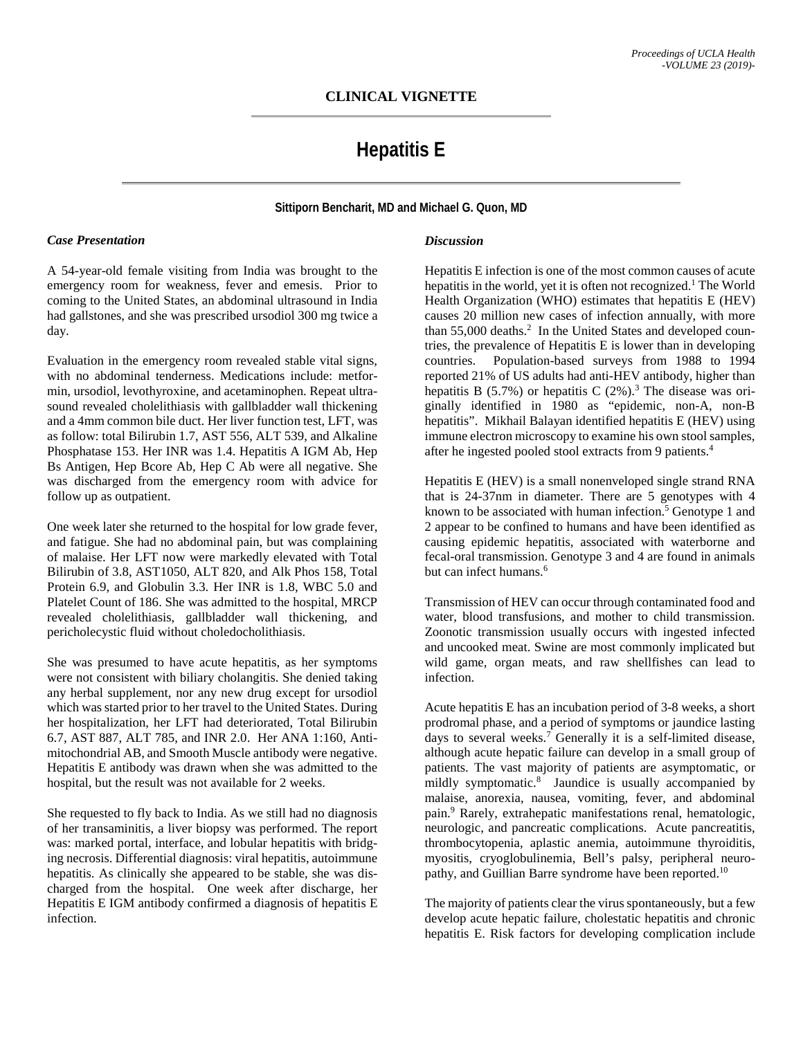## CLINICAL VIGNETTE

# Hepatitis E

**Sittiporn Bencharit, MD and Michael G. Quon, MD**

### *Case Presentation*

A 54-year-old female visiting from India was brought to the emergency room for weakness, fever and emesis. Prior to coming to the United States, an abdominal ultrasound in India had gallstones, and she was prescribed ursodiol 300 mg twice a day.

Evaluation in the emergency room revealed stable vital signs, with no abdominal tenderness. Medications include: metformin, ursodiol, levothyroxine, and acetaminophen. Repeat ultrasound revealed cholelithiasis with gallbladder wall thickening and a 4mm common bile duct. Her liver function test, LFT, was as follow: total Bilirubin 1.7, AST 556, ALT 539, and Alkaline Phosphatase 153. Her INR was 1.4. Hepatitis A IGM Ab, Hep Bs Antigen, Hep Bcore Ab, Hep C Ab were all negative. She was discharged from the emergency room with advice for follow up as outpatient.

One week later she returned to the hospital for low grade fever, and fatigue. She had no abdominal pain, but was complaining of malaise. Her LFT now were markedly elevated with Total Bilirubin of 3.8, AST1050, ALT 820, and Alk Phos 158, Total Protein 6.9, and Globulin 3.3. Her INR is 1.8, WBC 5.0 and Platelet Count of 186. She was admitted to the hospital, MRCP revealed cholelithiasis, gallbladder wall thickening, and pericholecystic fluid without choledocholithiasis.

She was presumed to have acute hepatitis, as her symptoms were not consistent with biliary cholangitis. She denied taking any herbal supplement, nor any new drug except for ursodiol which was started prior to her travel to the United States. During her hospitalization, her LFT had deteriorated, Total Bilirubin 6.7, AST 887, ALT 785, and INR 2.0. Her ANA 1:160, Anti-mitochondrial AB, and Smooth Muscle antibody were negative. Hepatitis E antibody was drawn when she was admitted to the hospital, but the result was not available for 2 weeks.

She requested to fly back to India. As we still had no diagnosis of her transaminitis, a liver biopsy was performed. The report was: marked portal, interface, and lobular hepatitis with bridging necrosis. Differential diagnosis: viral hepatitis, autoimmune hepatitis. As clinically she appeared to be stable, she was discharged from the hospital. One week after discharge, her Hepatitis E IGM antibody confirmed a diagnosis of hepatitis E infection.

### *Discussion*

Hepatitis E infection is one of the most common causes of acute hepatitis in the world, yet it is often not recognized.[1] The World Health Organization (WHO) estimates that hepatitis E (HEV) causes 20 million new cases of infection annually, with more than 55,000 deaths.[2] In the United States and developed countries, the prevalence of Hepatitis E is lower than in developing countries. Population-based surveys from 1988 to 1994 reported 21% of US adults had anti-HEV antibody, higher than hepatitis B (5.7%) or hepatitis C (2%).[3] The disease was originally identified in 1980 as "epidemic, non-A, non-B hepatitis". Mikhail Balayan identified hepatitis E (HEV) using immune electron microscopy to examine his own stool samples, after he ingested pooled stool extracts from 9 patients.[4]

Hepatitis E (HEV) is a small nonenveloped single strand RNA that is 24-37nm in diameter. There are 5 genotypes with 4 known to be associated with human infection.[5] Genotype 1 and 2 appear to be confined to humans and have been identified as causing epidemic hepatitis, associated with waterborne and fecal-oral transmission. Genotype 3 and 4 are found in animals but can infect humans.[6]

Transmission of HEV can occur through contaminated food and water, blood transfusions, and mother to child transmission. Zoonotic transmission usually occurs with ingested infected and uncooked meat. Swine are most commonly implicated but wild game, organ meats, and raw shellfishes can lead to infection.

Acute hepatitis E has an incubation period of 3-8 weeks, a short prodromal phase, and a period of symptoms or jaundice lasting days to several weeks.[7] Generally it is a self-limited disease, although acute hepatic failure can develop in a small group of patients. The vast majority of patients are asymptomatic, or mildly symptomatic.[8] Jaundice is usually accompanied by malaise, anorexia, nausea, vomiting, fever, and abdominal pain.[9] Rarely, extrahepatic manifestations renal, hematologic, neurologic, and pancreatic complications. Acute pancreatitis, thrombocytopenia, aplastic anemia, autoimmune thyroiditis, myositis, cryoglobulinemia, Bell's palsy, peripheral neuropathy, and Guillian Barre syndrome have been reported.[10]

The majority of patients clear the virus spontaneously, but a few develop acute hepatic failure, cholestatic hepatitis and chronic hepatitis E. Risk factors for developing complication include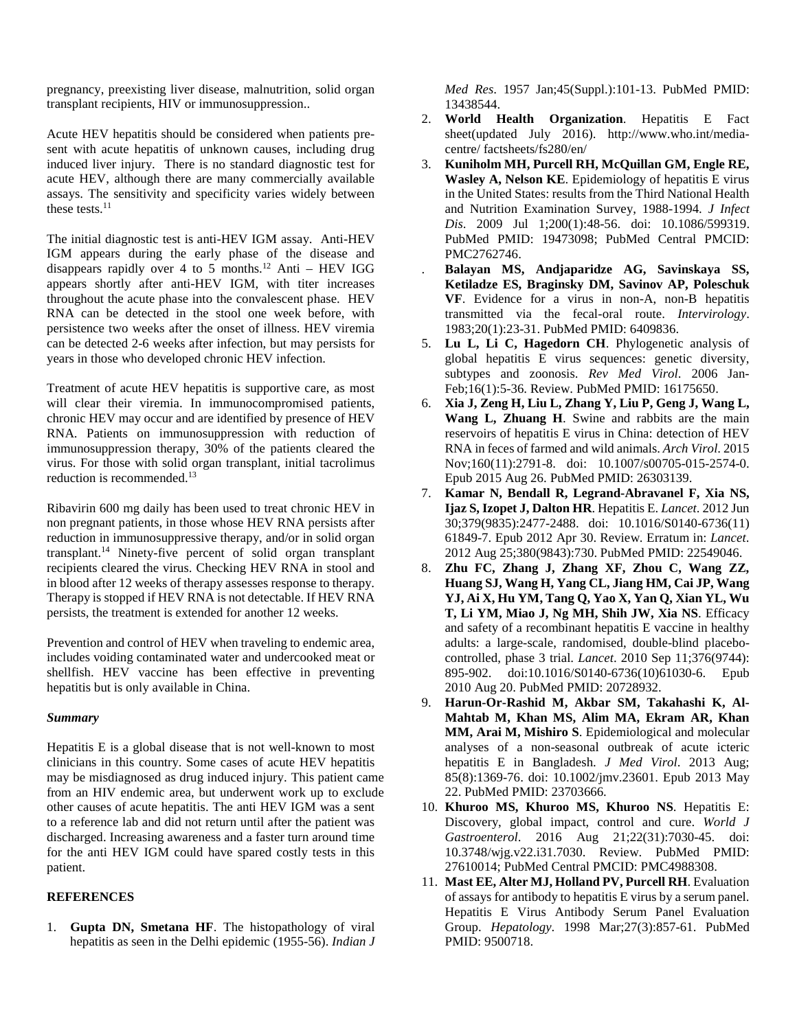pregnancy, preexisting liver disease, malnutrition, solid organ transplant recipients, HIV or immunosuppression..

Acute HEV hepatitis should be considered when patients present with acute hepatitis of unknown causes, including drug induced liver injury. There is no standard diagnostic test for acute HEV, although there are many commercially available assays. The sensitivity and specificity varies widely between these tests.[11]

The initial diagnostic test is anti-HEV IGM assay. Anti-HEV IGM appears during the early phase of the disease and disappears rapidly over 4 to 5 months.[12] Anti – HEV IGG appears shortly after anti-HEV IGM, with titer increases throughout the acute phase into the convalescent phase. HEV RNA can be detected in the stool one week before, with persistence two weeks after the onset of illness. HEV viremia can be detected 2-6 weeks after infection, but may persists for years in those who developed chronic HEV infection.

Treatment of acute HEV hepatitis is supportive care, as most will clear their viremia. In immunocompromised patients, chronic HEV may occur and are identified by presence of HEV RNA. Patients on immunosuppression with reduction of immunosuppression therapy, 30% of the patients cleared the virus. For those with solid organ transplant, initial tacrolimus reduction is recommended.[13]

Ribavirin 600 mg daily has been used to treat chronic HEV in non pregnant patients, in those whose HEV RNA persists after reduction in immunosuppressive therapy, and/or in solid organ transplant.[14] Ninety-five percent of solid organ transplant recipients cleared the virus. Checking HEV RNA in stool and in blood after 12 weeks of therapy assesses response to therapy. Therapy is stopped if HEV RNA is not detectable. If HEV RNA persists, the treatment is extended for another 12 weeks.

Prevention and control of HEV when traveling to endemic area, includes voiding contaminated water and undercooked meat or shellfish. HEV vaccine has been effective in preventing hepatitis but is only available in China.

***Summary***

Hepatitis E is a global disease that is not well-known to most clinicians in this country. Some cases of acute HEV hepatitis may be misdiagnosed as drug induced injury. This patient came from an HIV endemic area, but underwent work up to exclude other causes of acute hepatitis. The anti HEV IGM was a sent to a reference lab and did not return until after the patient was discharged. Increasing awareness and a faster turn around time for the anti HEV IGM could have spared costly tests in this patient.

**REFERENCES**

1. **Gupta DN, Smetana HF**. The histopathology of viral hepatitis as seen in the Delhi epidemic (1955-56). *Indian J Med Res*. 1957 Jan;45(Suppl.):101-13. PubMed PMID: 13438544.
2. **World Health Organization**. Hepatitis E Fact sheet(updated July 2016). http://www.who.int/media-centre/ factsheets/fs280/en/
3. **Kuniholm MH, Purcell RH, McQuillan GM, Engle RE, Wasley A, Nelson KE**. Epidemiology of hepatitis E virus in the United States: results from the Third National Health and Nutrition Examination Survey, 1988-1994. *J Infect Dis*. 2009 Jul 1;200(1):48-56. doi: 10.1086/599319. PubMed PMID: 19473098; PubMed Central PMCID: PMC2762746.
4. **Balayan MS, Andjaparidze AG, Savinskaya SS, Ketiladze ES, Braginsky DM, Savinov AP, Poleschuk VF**. Evidence for a virus in non-A, non-B hepatitis transmitted via the fecal-oral route. *Intervirology*. 1983;20(1):23-31. PubMed PMID: 6409836.
5. **Lu L, Li C, Hagedorn CH**. Phylogenetic analysis of global hepatitis E virus sequences: genetic diversity, subtypes and zoonosis. *Rev Med Virol*. 2006 Jan-Feb;16(1):5-36. Review. PubMed PMID: 16175650.
6. **Xia J, Zeng H, Liu L, Zhang Y, Liu P, Geng J, Wang L, Wang L, Zhuang H**. Swine and rabbits are the main reservoirs of hepatitis E virus in China: detection of HEV RNA in feces of farmed and wild animals. *Arch Virol*. 2015 Nov;160(11):2791-8. doi: 10.1007/s00705-015-2574-0. Epub 2015 Aug 26. PubMed PMID: 26303139.
7. **Kamar N, Bendall R, Legrand-Abravanel F, Xia NS, Ijaz S, Izopet J, Dalton HR**. Hepatitis E. *Lancet*. 2012 Jun 30;379(9835):2477-2488. doi: 10.1016/S0140-6736(11) 61849-7. Epub 2012 Apr 30. Review. Erratum in: *Lancet*. 2012 Aug 25;380(9843):730. PubMed PMID: 22549046.
8. **Zhu FC, Zhang J, Zhang XF, Zhou C, Wang ZZ, Huang SJ, Wang H, Yang CL, Jiang HM, Cai JP, Wang YJ, Ai X, Hu YM, Tang Q, Yao X, Yan Q, Xian YL, Wu T, Li YM, Miao J, Ng MH, Shih JW, Xia NS**. Efficacy and safety of a recombinant hepatitis E vaccine in healthy adults: a large-scale, randomised, double-blind placebo-controlled, phase 3 trial. *Lancet*. 2010 Sep 11;376(9744): 895-902. doi:10.1016/S0140-6736(10)61030-6. Epub 2010 Aug 20. PubMed PMID: 20728932.
9. **Harun-Or-Rashid M, Akbar SM, Takahashi K, Al-Mahtab M, Khan MS, Alim MA, Ekram AR, Khan MM, Arai M, Mishiro S**. Epidemiological and molecular analyses of a non-seasonal outbreak of acute icteric hepatitis E in Bangladesh. *J Med Virol*. 2013 Aug; 85(8):1369-76. doi: 10.1002/jmv.23601. Epub 2013 May 22. PubMed PMID: 23703666.
10. **Khuroo MS, Khuroo MS, Khuroo NS**. Hepatitis E: Discovery, global impact, control and cure. *World J Gastroenterol*. 2016 Aug 21;22(31):7030-45. doi: 10.3748/wjg.v22.i31.7030. Review. PubMed PMID: 27610014; PubMed Central PMCID: PMC4988308.
11. **Mast EE, Alter MJ, Holland PV, Purcell RH**. Evaluation of assays for antibody to hepatitis E virus by a serum panel. Hepatitis E Virus Antibody Serum Panel Evaluation Group. *Hepatology*. 1998 Mar;27(3):857-61. PubMed PMID: 9500718.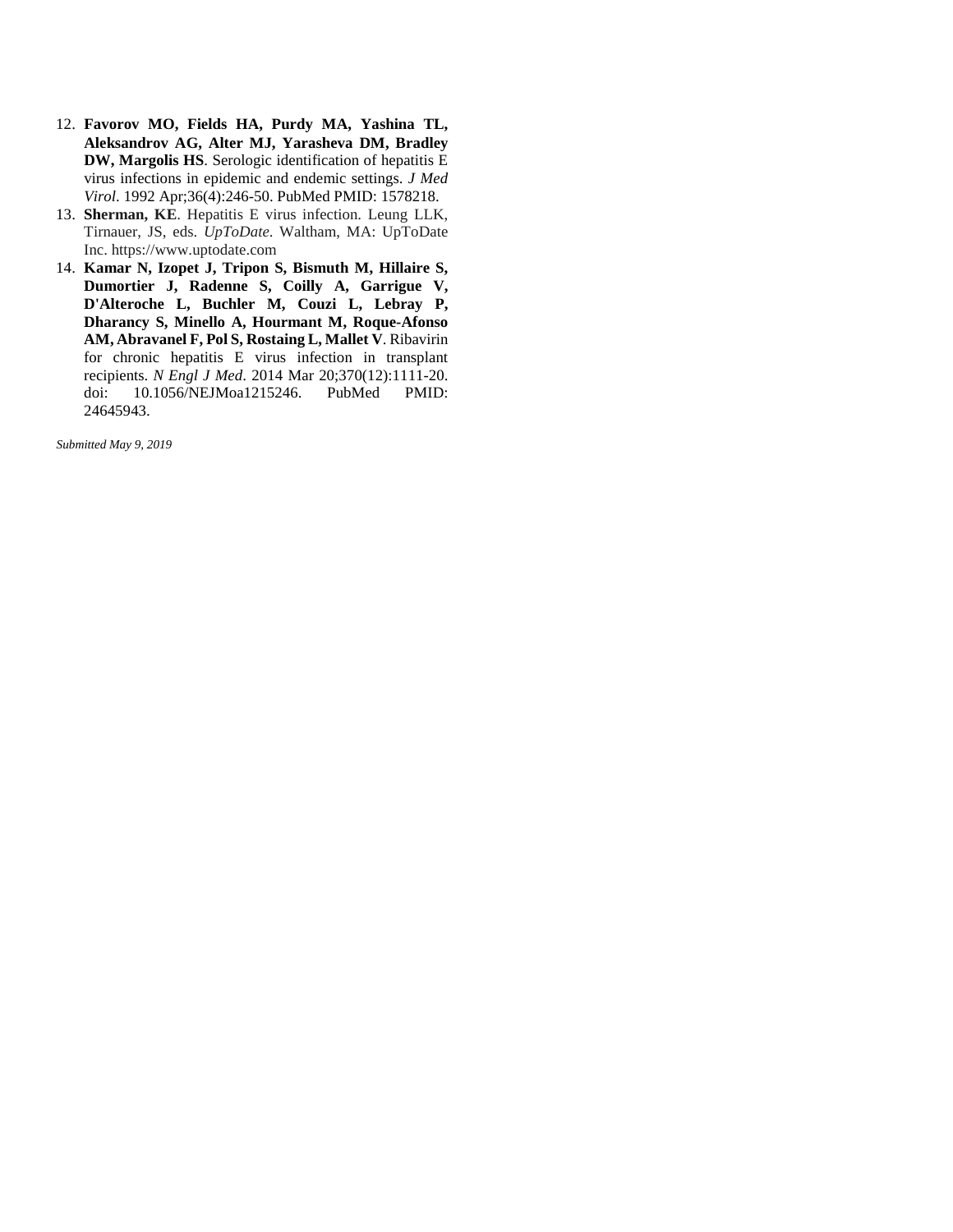12. **Favorov MO, Fields HA, Purdy MA, Yashina TL, Aleksandrov AG, Alter MJ, Yarasheva DM, Bradley DW, Margolis HS**. Serologic identification of hepatitis E virus infections in epidemic and endemic settings. *J Med Virol*. 1992 Apr;36(4):246-50. PubMed PMID: 1578218.
13. **Sherman, KE**. Hepatitis E virus infection. Leung LLK, Tirnauer, JS, eds. *UpToDate*. Waltham, MA: UpToDate Inc. https://www.uptodate.com
14. **Kamar N, Izopet J, Tripon S, Bismuth M, Hillaire S, Dumortier J, Radenne S, Coilly A, Garrigue V, D'Alteroche L, Buchler M, Couzi L, Lebray P, Dharancy S, Minello A, Hourmant M, Roque-Afonso AM, Abravanel F, Pol S, Rostaing L, Mallet V**. Ribavirin for chronic hepatitis E virus infection in transplant recipients. *N Engl J Med*. 2014 Mar 20;370(12):1111-20. doi: 10.1056/NEJMoa1215246. PubMed PMID: 24645943.

*Submitted May 9, 2019*